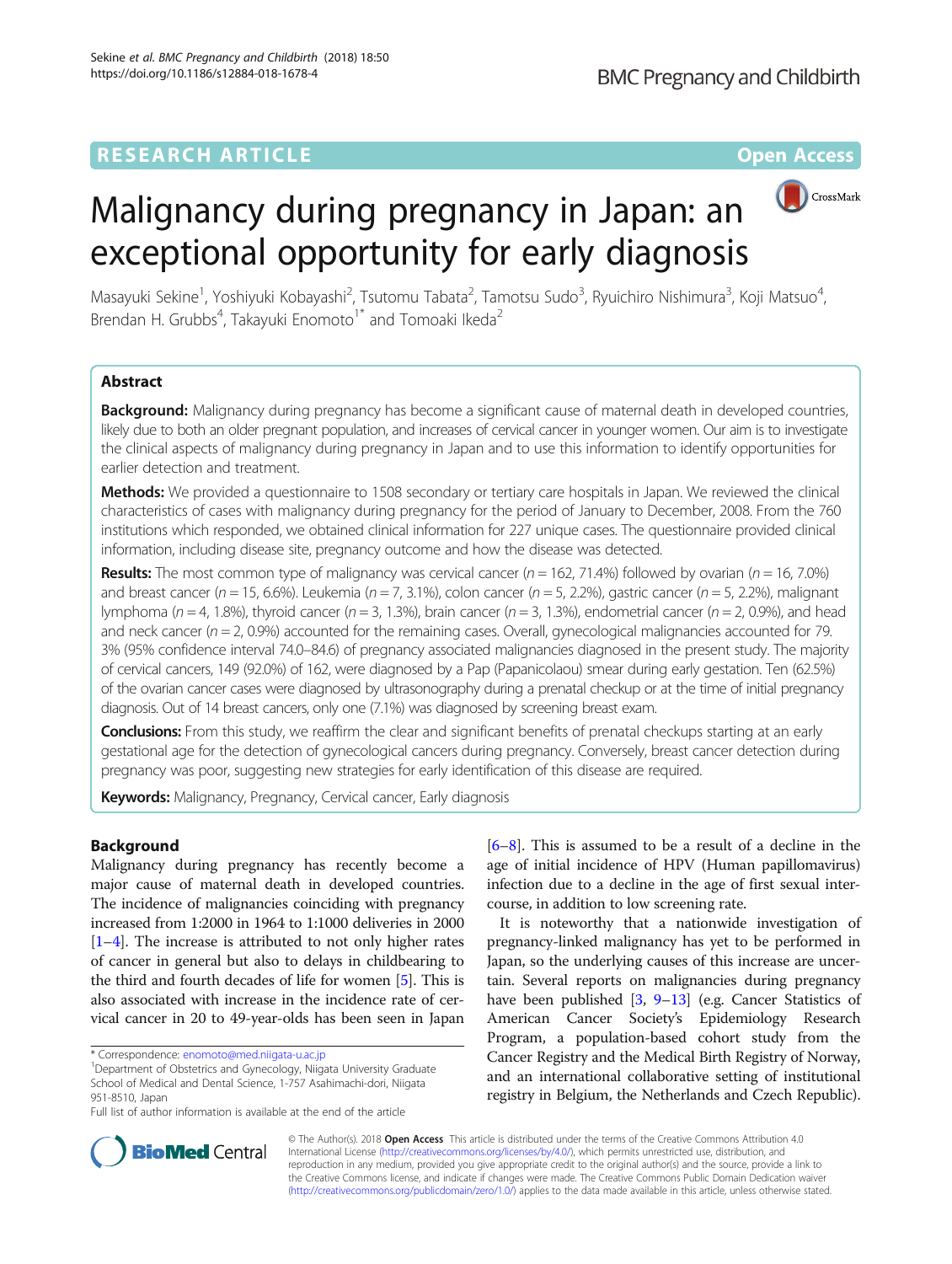RESEARCH ARTICLE

Open Access

# Malignancy during pregnancy in Japan: an exceptional opportunity for early diagnosis

Masayuki Sekine[1], Yoshiyuki Kobayashi[2], Tsutomu Tabata[2], Tamotsu Sudo[3], Ryuichiro Nishimura[3], Koji Matsuo[4], Brendan H. Grubbs[4], Takayuki Enomoto[1*] and Tomoaki Ikeda[2]

## Abstract

**Background:** Malignancy during pregnancy has become a significant cause of maternal death in developed countries, likely due to both an older pregnant population, and increases of cervical cancer in younger women. Our aim is to investigate the clinical aspects of malignancy during pregnancy in Japan and to use this information to identify opportunities for earlier detection and treatment.

**Methods:** We provided a questionnaire to 1508 secondary or tertiary care hospitals in Japan. We reviewed the clinical characteristics of cases with malignancy during pregnancy for the period of January to December, 2008. From the 760 institutions which responded, we obtained clinical information for 227 unique cases. The questionnaire provided clinical information, including disease site, pregnancy outcome and how the disease was detected.

**Results:** The most common type of malignancy was cervical cancer ($n = 162$, 71.4%) followed by ovarian ($n = 16$, 7.0%) and breast cancer ($n = 15$, 6.6%). Leukemia ($n = 7$, 3.1%), colon cancer ($n = 5$, 2.2%), gastric cancer ($n = 5$, 2.2%), malignant lymphoma ($n = 4$, 1.8%), thyroid cancer ($n = 3$, 1.3%), brain cancer ($n = 3$, 1.3%), endometrial cancer ($n = 2$, 0.9%), and head and neck cancer ($n = 2$, 0.9%) accounted for the remaining cases. Overall, gynecological malignancies accounted for 79.3% (95% confidence interval 74.0–84.6) of pregnancy associated malignancies diagnosed in the present study. The majority of cervical cancers, 149 (92.0%) of 162, were diagnosed by a Pap (Papanicolaou) smear during early gestation. Ten (62.5%) of the ovarian cancer cases were diagnosed by ultrasonography during a prenatal checkup or at the time of initial pregnancy diagnosis. Out of 14 breast cancers, only one (7.1%) was diagnosed by screening breast exam.

**Conclusions:** From this study, we reaffirm the clear and significant benefits of prenatal checkups starting at an early gestational age for the detection of gynecological cancers during pregnancy. Conversely, breast cancer detection during pregnancy was poor, suggesting new strategies for early identification of this disease are required.

**Keywords:** Malignancy, Pregnancy, Cervical cancer, Early diagnosis

## Background

Malignancy during pregnancy has recently become a major cause of maternal death in developed countries. The incidence of malignancies coinciding with pregnancy increased from 1:2000 in 1964 to 1:1000 deliveries in 2000 [1–4]. The increase is attributed to not only higher rates of cancer in general but also to delays in childbearing to the third and fourth decades of life for women [5]. This is also associated with increase in the incidence rate of cervical cancer in 20 to 49-year-olds has been seen in Japan [6–8]. This is assumed to be a result of a decline in the age of initial incidence of HPV (Human papillomavirus) infection due to a decline in the age of first sexual intercourse, in addition to low screening rate.

It is noteworthy that a nationwide investigation of pregnancy-linked malignancy has yet to be performed in Japan, so the underlying causes of this increase are uncertain. Several reports on malignancies during pregnancy have been published [3, 9–13] (e.g. Cancer Statistics of American Cancer Society's Epidemiology Research Program, a population-based cohort study from the Cancer Registry and the Medical Birth Registry of Norway, and an international collaborative setting of institutional registry in Belgium, the Netherlands and Czech Republic).

* Correspondence: enomoto@med.niigata-u.ac.jp
[1]Department of Obstetrics and Gynecology, Niigata University Graduate School of Medical and Dental Science, 1-757 Asahimachi-dori, Niigata 951-8510, Japan
Full list of author information is available at the end of the article

© The Author(s). 2018 **Open Access** This article is distributed under the terms of the Creative Commons Attribution 4.0 International License (http://creativecommons.org/licenses/by/4.0/), which permits unrestricted use, distribution, and reproduction in any medium, provided you give appropriate credit to the original author(s) and the source, provide a link to the Creative Commons license, and indicate if changes were made. The Creative Commons Public Domain Dedication waiver (http://creativecommons.org/publicdomain/zero/1.0/) applies to the data made available in this article, unless otherwise stated.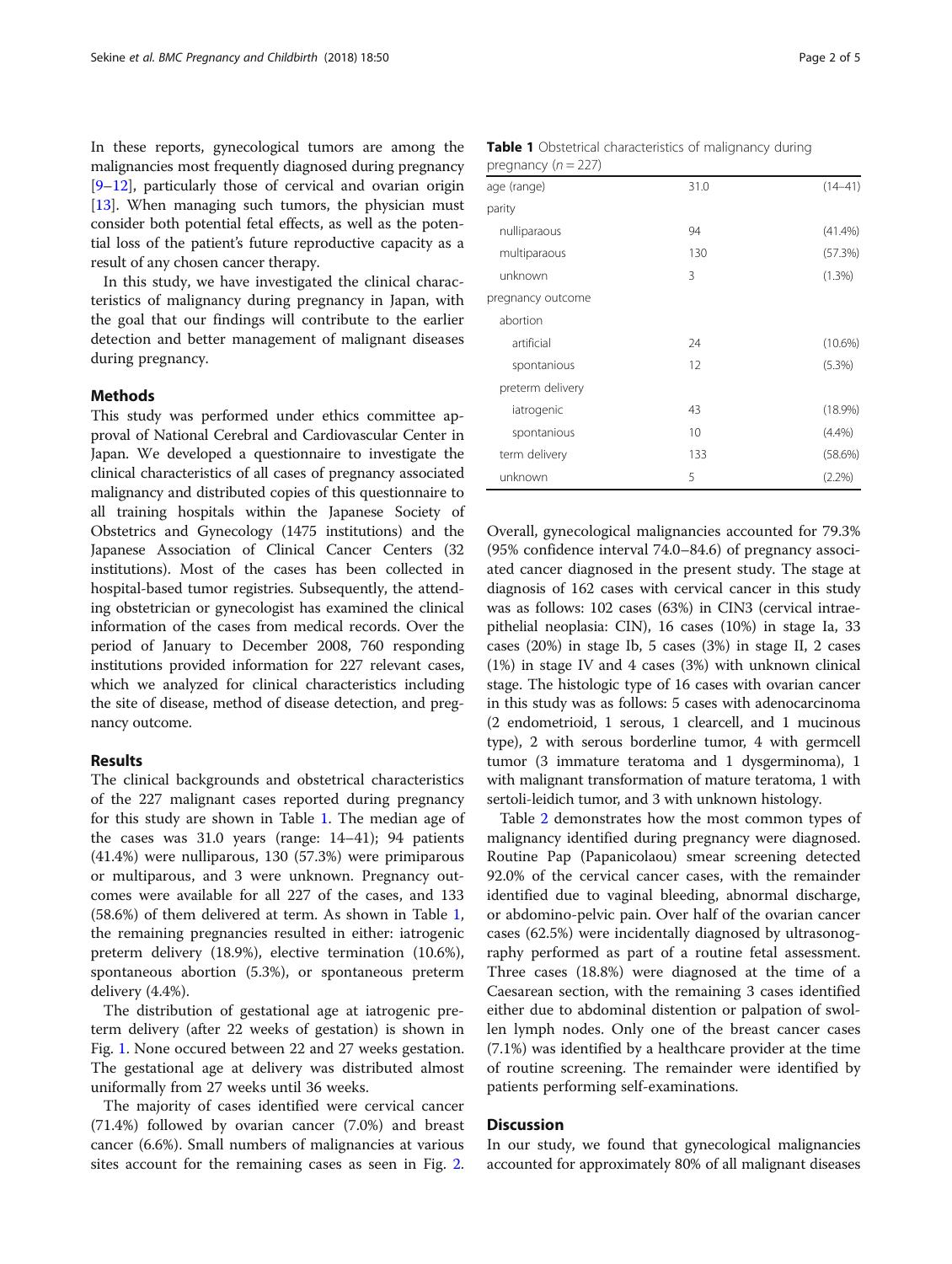In these reports, gynecological tumors are among the malignancies most frequently diagnosed during pregnancy [9–12], particularly those of cervical and ovarian origin [13]. When managing such tumors, the physician must consider both potential fetal effects, as well as the potential loss of the patient's future reproductive capacity as a result of any chosen cancer therapy.

In this study, we have investigated the clinical characteristics of malignancy during pregnancy in Japan, with the goal that our findings will contribute to the earlier detection and better management of malignant diseases during pregnancy.

## Methods

This study was performed under ethics committee approval of National Cerebral and Cardiovascular Center in Japan. We developed a questionnaire to investigate the clinical characteristics of all cases of pregnancy associated malignancy and distributed copies of this questionnaire to all training hospitals within the Japanese Society of Obstetrics and Gynecology (1475 institutions) and the Japanese Association of Clinical Cancer Centers (32 institutions). Most of the cases has been collected in hospital-based tumor registries. Subsequently, the attending obstetrician or gynecologist has examined the clinical information of the cases from medical records. Over the period of January to December 2008, 760 responding institutions provided information for 227 relevant cases, which we analyzed for clinical characteristics including the site of disease, method of disease detection, and pregnancy outcome.

## Results

The clinical backgrounds and obstetrical characteristics of the 227 malignant cases reported during pregnancy for this study are shown in Table 1. The median age of the cases was 31.0 years (range: 14–41); 94 patients (41.4%) were nulliparous, 130 (57.3%) were primiparous or multiparous, and 3 were unknown. Pregnancy outcomes were available for all 227 of the cases, and 133 (58.6%) of them delivered at term. As shown in Table 1, the remaining pregnancies resulted in either: iatrogenic preterm delivery (18.9%), elective termination (10.6%), spontaneous abortion (5.3%), or spontaneous preterm delivery (4.4%).

The distribution of gestational age at iatrogenic preterm delivery (after 22 weeks of gestation) is shown in Fig. 1. None occured between 22 and 27 weeks gestation. The gestational age at delivery was distributed almost uniformly from 27 weeks until 36 weeks.

The majority of cases identified were cervical cancer (71.4%) followed by ovarian cancer (7.0%) and breast cancer (6.6%). Small numbers of malignancies at various sites account for the remaining cases as seen in Fig. 2. Overall, gynecological malignancies accounted for 79.3% (95% confidence interval 74.0–84.6) of pregnancy associated cancer diagnosed in the present study. The stage at diagnosis of 162 cases with cervical cancer in this study was as follows: 102 cases (63%) in CIN3 (cervical intraepithelial neoplasia: CIN), 16 cases (10%) in stage Ia, 33 cases (20%) in stage Ib, 5 cases (3%) in stage II, 2 cases (1%) in stage IV and 4 cases (3%) with unknown clinical stage. The histologic type of 16 cases with ovarian cancer in this study was as follows: 5 cases with adenocarcinoma (2 endometrioid, 1 serous, 1 clearcell, and 1 mucinous type), 2 with serous borderline tumor, 4 with germcell tumor (3 immature teratoma and 1 dysgerminoma), 1 with malignant transformation of mature teratoma, 1 with sertoli-leidich tumor, and 3 with unknown histology.

Table 2 demonstrates how the most common types of malignancy identified during pregnancy were diagnosed. Routine Pap (Papanicolaou) smear screening detected 92.0% of the cervical cancer cases, with the remainder identified due to vaginal bleeding, abnormal discharge, or abdomino-pelvic pain. Over half of the ovarian cancer cases (62.5%) were incidentally diagnosed by ultrasonography performed as part of a routine fetal assessment. Three cases (18.8%) were diagnosed at the time of a Caesarean section, with the remaining 3 cases identified either due to abdominal distention or palpation of swollen lymph nodes. Only one of the breast cancer cases (7.1%) was identified by a healthcare provider at the time of routine screening. The remainder were identified by patients performing self-examinations.

**Table 1** Obstetrical characteristics of malignancy during pregnancy ($n = 227$)

| | | |
|---|---|---|
| age (range) | 31.0 | (14–41) |
| parity | | |
| nulliparaous | 94 | (41.4%) |
| multiparaous | 130 | (57.3%) |
| unknown | 3 | (1.3%) |
| pregnancy outcome | | |
| abortion | | |
| artificial | 24 | (10.6%) |
| spontanious | 12 | (5.3%) |
| preterm delivery | | |
| iatrogenic | 43 | (18.9%) |
| spontanious | 10 | (4.4%) |
| term delivery | 133 | (58.6%) |
| unknown | 5 | (2.2%) |

## Discussion

In our study, we found that gynecological malignancies accounted for approximately 80% of all malignant diseases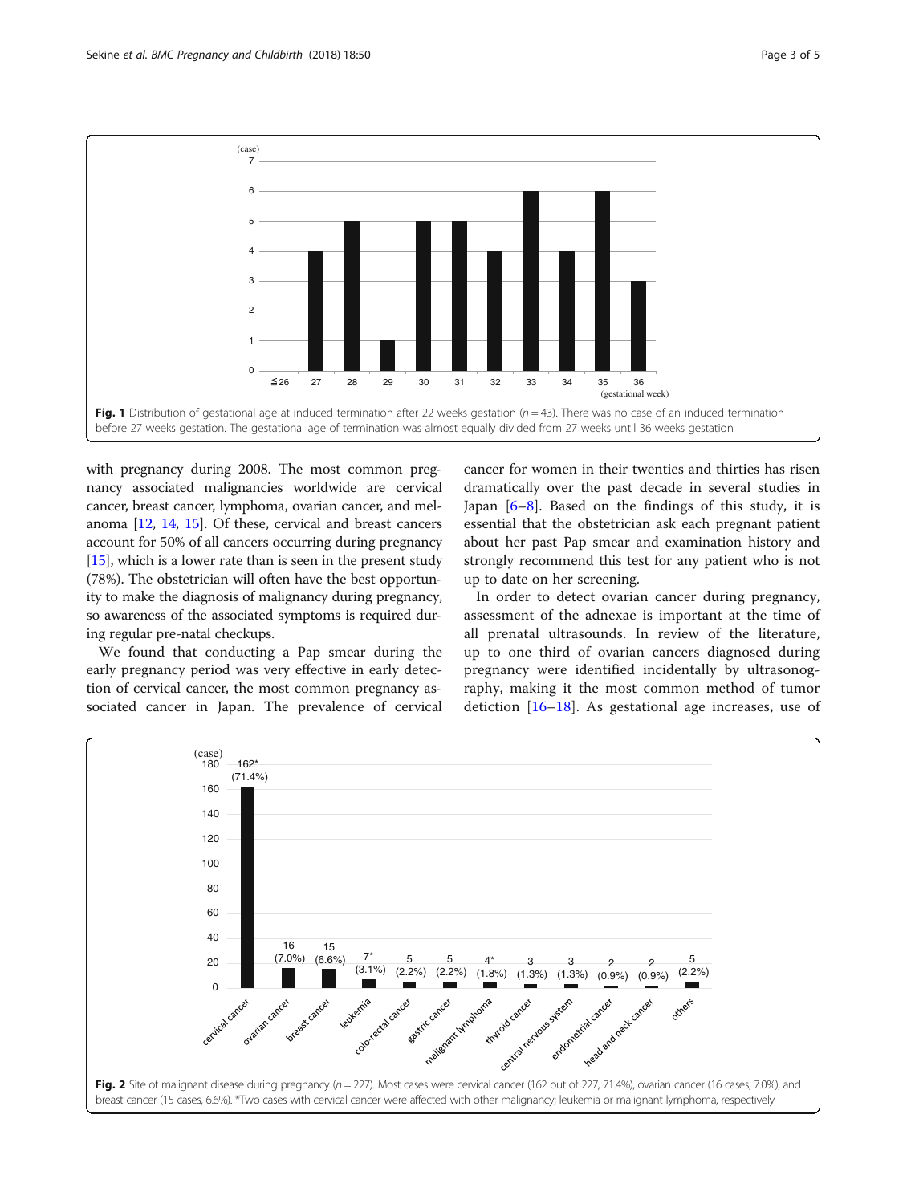Fig. 1 Distribution of gestational age at induced termination after 22 weeks gestation ($n = 43$). There was no case of an induced termination before 27 weeks gestation. The gestational age of termination was almost equally divided from 27 weeks until 36 weeks gestation

with pregnancy during 2008. The most common pregnancy associated malignancies worldwide are cervical cancer, breast cancer, lymphoma, ovarian cancer, and melanoma [12, 14, 15]. Of these, cervical and breast cancers account for 50% of all cancers occurring during pregnancy [15], which is a lower rate than is seen in the present study (78%). The obstetrician will often have the best opportunity to make the diagnosis of malignancy during pregnancy, so awareness of the associated symptoms is required during regular pre-natal checkups.

We found that conducting a Pap smear during the early pregnancy period was very effective in early detection of cervical cancer, the most common pregnancy associated cancer in Japan. The prevalence of cervical cancer for women in their twenties and thirties has risen dramatically over the past decade in several studies in Japan [6–8]. Based on the findings of this study, it is essential that the obstetrician ask each pregnant patient about her past Pap smear and examination history and strongly recommend this test for any patient who is not up to date on her screening.

In order to detect ovarian cancer during pregnancy, assessment of the adnexae is important at the time of all prenatal ultrasounds. In review of the literature, up to one third of ovarian cancers diagnosed during pregnancy were identified incidentally by ultrasonography, making it the most common method of tumor detection [16–18]. As gestational age increases, use of

Fig. 2 Site of malignant disease during pregnancy ($n = 227$). Most cases were cervical cancer (162 out of 227, 71.4%), ovarian cancer (16 cases, 7.0%), and breast cancer (15 cases, 6.6%). *Two cases with cervical cancer were affected with other malignancy; leukemia or malignant lymphoma, respectively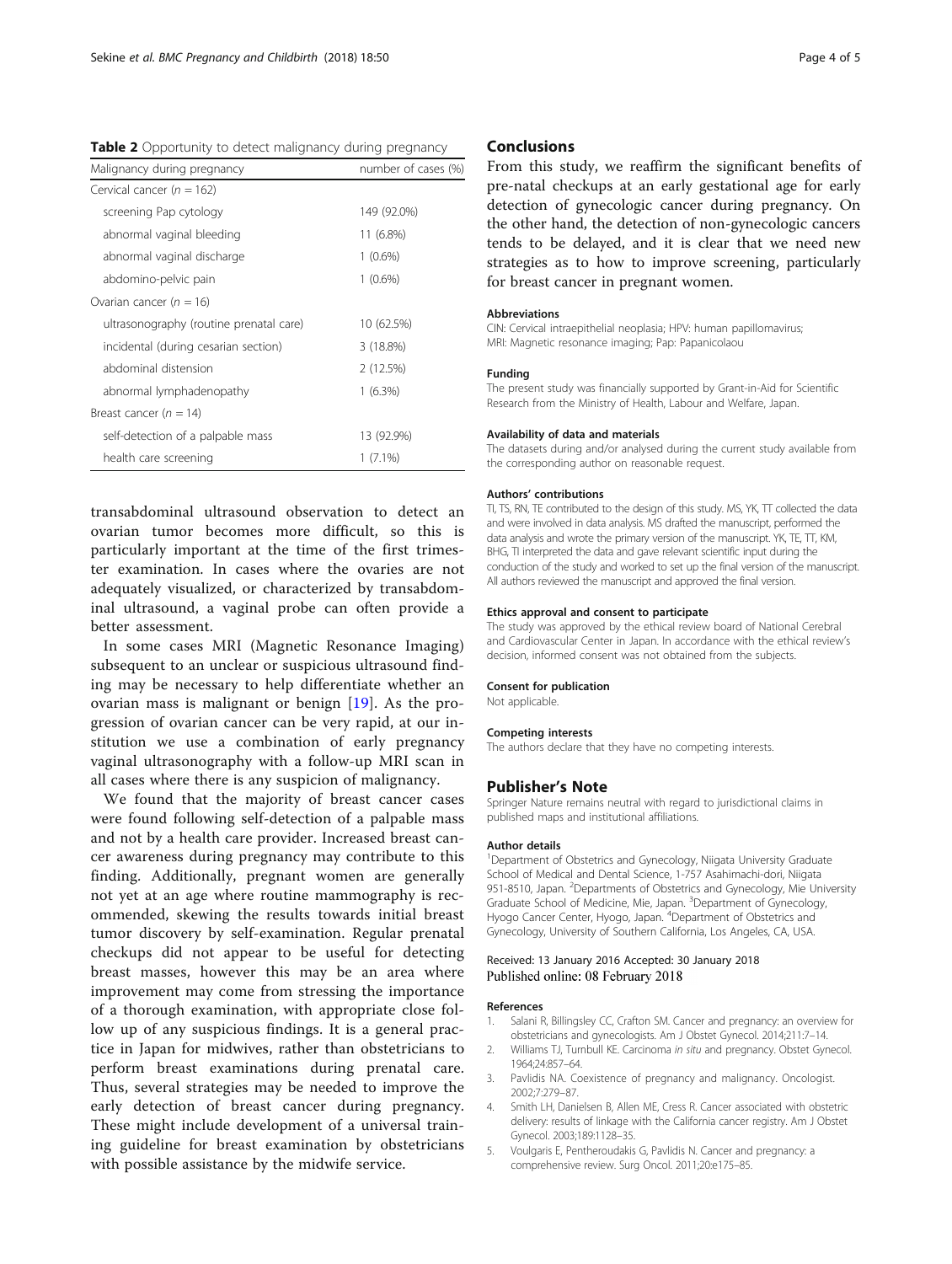**Table 2** Opportunity to detect malignancy during pregnancy

| Malignancy during pregnancy | number of cases (%) |
|---|---|
| Cervical cancer (*n* = 162) | |
| screening Pap cytology | 149 (92.0%) |
| abnormal vaginal bleeding | 11 (6.8%) |
| abnormal vaginal discharge | 1 (0.6%) |
| abdomino-pelvic pain | 1 (0.6%) |
| Ovarian cancer (*n* = 16) | |
| ultrasonography (routine prenatal care) | 10 (62.5%) |
| incidental (during cesarian section) | 3 (18.8%) |
| abdominal distension | 2 (12.5%) |
| abnormal lymphadenopathy | 1 (6.3%) |
| Breast cancer (*n* = 14) | |
| self-detection of a palpable mass | 13 (92.9%) |
| health care screening | 1 (7.1%) |

transabdominal ultrasound observation to detect an ovarian tumor becomes more difficult, so this is particularly important at the time of the first trimester examination. In cases where the ovaries are not adequately visualized, or characterized by transabdominal ultrasound, a vaginal probe can often provide a better assessment.

In some cases MRI (Magnetic Resonance Imaging) subsequent to an unclear or suspicious ultrasound finding may be necessary to help differentiate whether an ovarian mass is malignant or benign [19]. As the progression of ovarian cancer can be very rapid, at our institution we use a combination of early pregnancy vaginal ultrasonography with a follow-up MRI scan in all cases where there is any suspicion of malignancy.

We found that the majority of breast cancer cases were found following self-detection of a palpable mass and not by a health care provider. Increased breast cancer awareness during pregnancy may contribute to this finding. Additionally, pregnant women are generally not yet at an age where routine mammography is recommended, skewing the results towards initial breast tumor discovery by self-examination. Regular prenatal checkups did not appear to be useful for detecting breast masses, however this may be an area where improvement may come from stressing the importance of a thorough examination, with appropriate close follow up of any suspicious findings. It is a general practice in Japan for midwives, rather than obstetricians to perform breast examinations during prenatal care. Thus, several strategies may be needed to improve the early detection of breast cancer during pregnancy. These might include development of a universal training guideline for breast examination by obstetricians with possible assistance by the midwife service.

## Conclusions

From this study, we reaffirm the significant benefits of pre-natal checkups at an early gestational age for early detection of gynecologic cancer during pregnancy. On the other hand, the detection of non-gynecologic cancers tends to be delayed, and it is clear that we need new strategies as to how to improve screening, particularly for breast cancer in pregnant women.

#### Abbreviations

CIN: Cervical intraepithelial neoplasia; HPV: human papillomavirus; MRI: Magnetic resonance imaging; Pap: Papanicolaou

#### Funding

The present study was financially supported by Grant-in-Aid for Scientific Research from the Ministry of Health, Labour and Welfare, Japan.

#### Availability of data and materials

The datasets during and/or analysed during the current study available from the corresponding author on reasonable request.

#### Authors' contributions

TI, TS, RN, TE contributed to the design of this study. MS, YK, TT collected the data and were involved in data analysis. MS drafted the manuscript, performed the data analysis and wrote the primary version of the manuscript. YK, TE, TT, KM, BHG, TI interpreted the data and gave relevant scientific input during the conduction of the study and worked to set up the final version of the manuscript. All authors reviewed the manuscript and approved the final version.

#### Ethics approval and consent to participate

The study was approved by the ethical review board of National Cerebral and Cardiovascular Center in Japan. In accordance with the ethical review's decision, informed consent was not obtained from the subjects.

#### Consent for publication

Not applicable.

#### Competing interests

The authors declare that they have no competing interests.

## Publisher's Note

Springer Nature remains neutral with regard to jurisdictional claims in published maps and institutional affiliations.

#### Author details

[1]Department of Obstetrics and Gynecology, Niigata University Graduate School of Medical and Dental Science, 1-757 Asahimachi-dori, Niigata 951-8510, Japan. [2]Departments of Obstetrics and Gynecology, Mie University Graduate School of Medicine, Mie, Japan. [3]Department of Gynecology, Hyogo Cancer Center, Hyogo, Japan. [4]Department of Obstetrics and Gynecology, University of Southern California, Los Angeles, CA, USA.

Received: 13 January 2016 Accepted: 30 January 2018
Published online: 08 February 2018

#### References

1. Salani R, Billingsley CC, Crafton SM. Cancer and pregnancy: an overview for obstetricians and gynecologists. Am J Obstet Gynecol. 2014;211:7–14.
2. Williams TJ, Turnbull KE. Carcinoma *in situ* and pregnancy. Obstet Gynecol. 1964;24:857–64.
3. Pavlidis NA. Coexistence of pregnancy and malignancy. Oncologist. 2002;7:279–87.
4. Smith LH, Danielsen B, Allen ME, Cress R. Cancer associated with obstetric delivery: results of linkage with the California cancer registry. Am J Obstet Gynecol. 2003;189:1128–35.
5. Voulgaris E, Pentheroudakis G, Pavlidis N. Cancer and pregnancy: a comprehensive review. Surg Oncol. 2011;20:e175–85.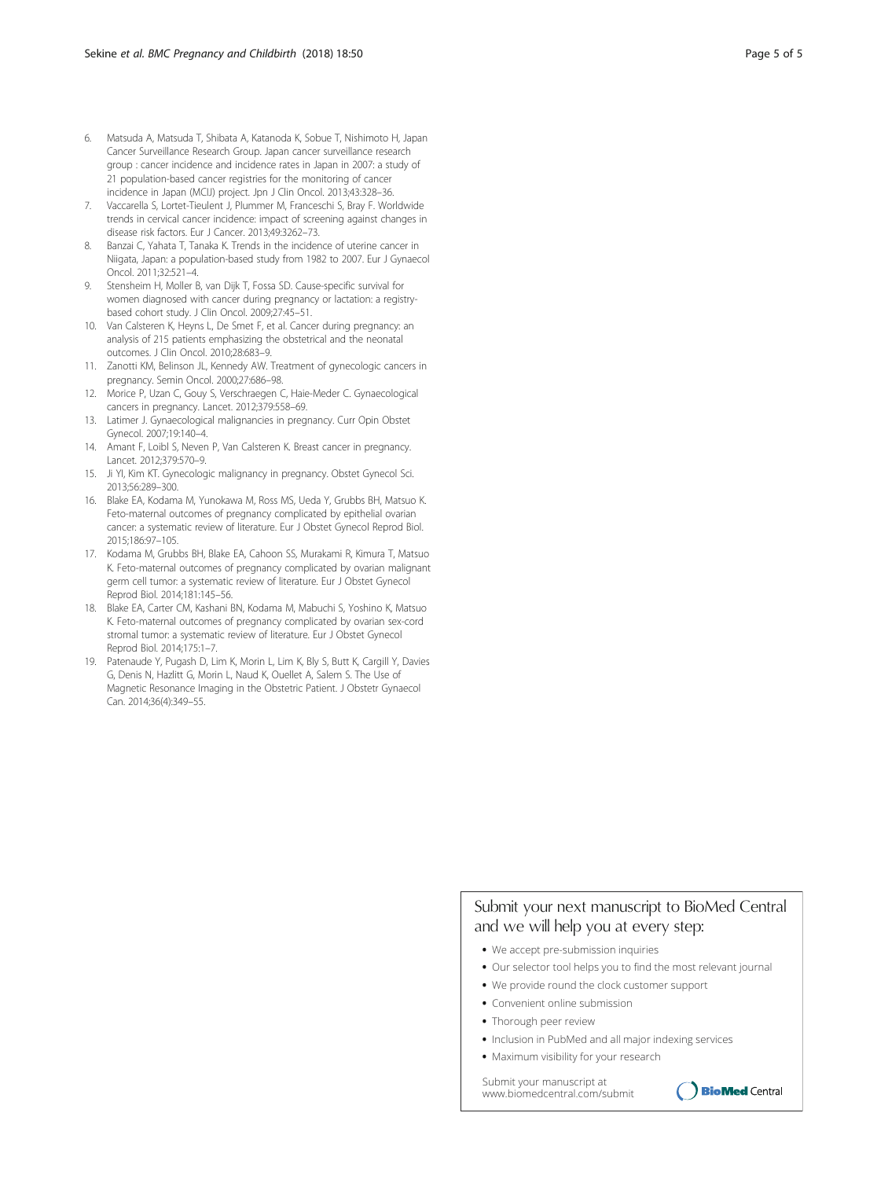6. Matsuda A, Matsuda T, Shibata A, Katanoda K, Sobue T, Nishimoto H, Japan Cancer Surveillance Research Group. Japan cancer surveillance research group : cancer incidence and incidence rates in Japan in 2007: a study of 21 population-based cancer registries for the monitoring of cancer incidence in Japan (MCIJ) project. Jpn J Clin Oncol. 2013;43:328–36.
7. Vaccarella S, Lortet-Tieulent J, Plummer M, Franceschi S, Bray F. Worldwide trends in cervical cancer incidence: impact of screening against changes in disease risk factors. Eur J Cancer. 2013;49:3262–73.
8. Banzai C, Yahata T, Tanaka K. Trends in the incidence of uterine cancer in Niigata, Japan: a population-based study from 1982 to 2007. Eur J Gynaecol Oncol. 2011;32:521–4.
9. Stensheim H, Moller B, van Dijk T, Fossa SD. Cause-specific survival for women diagnosed with cancer during pregnancy or lactation: a registry-based cohort study. J Clin Oncol. 2009;27:45–51.
10. Van Calsteren K, Heyns L, De Smet F, et al. Cancer during pregnancy: an analysis of 215 patients emphasizing the obstetrical and the neonatal outcomes. J Clin Oncol. 2010;28:683–9.
11. Zanotti KM, Belinson JL, Kennedy AW. Treatment of gynecologic cancers in pregnancy. Semin Oncol. 2000;27:686–98.
12. Morice P, Uzan C, Gouy S, Verschraegen C, Haie-Meder C. Gynaecological cancers in pregnancy. Lancet. 2012;379:558–69.
13. Latimer J. Gynaecological malignancies in pregnancy. Curr Opin Obstet Gynecol. 2007;19:140–4.
14. Amant F, Loibl S, Neven P, Van Calsteren K. Breast cancer in pregnancy. Lancet. 2012;379:570–9.
15. Ji YI, Kim KT. Gynecologic malignancy in pregnancy. Obstet Gynecol Sci. 2013;56:289–300.
16. Blake EA, Kodama M, Yunokawa M, Ross MS, Ueda Y, Grubbs BH, Matsuo K. Feto-maternal outcomes of pregnancy complicated by epithelial ovarian cancer: a systematic review of literature. Eur J Obstet Gynecol Reprod Biol. 2015;186:97–105.
17. Kodama M, Grubbs BH, Blake EA, Cahoon SS, Murakami R, Kimura T, Matsuo K. Feto-maternal outcomes of pregnancy complicated by ovarian malignant germ cell tumor: a systematic review of literature. Eur J Obstet Gynecol Reprod Biol. 2014;181:145–56.
18. Blake EA, Carter CM, Kashani BN, Kodama M, Mabuchi S, Yoshino K, Matsuo K. Feto-maternal outcomes of pregnancy complicated by ovarian sex-cord stromal tumor: a systematic review of literature. Eur J Obstet Gynecol Reprod Biol. 2014;175:1–7.
19. Patenaude Y, Pugash D, Lim K, Morin L, Lim K, Bly S, Butt K, Cargill Y, Davies G, Denis N, Hazlitt G, Morin L, Naud K, Ouellet A, Salem S. The Use of Magnetic Resonance Imaging in the Obstetric Patient. J Obstetr Gynaecol Can. 2014;36(4):349–55.

Submit your next manuscript to BioMed Central and we will help you at every step:

- We accept pre-submission inquiries
- Our selector tool helps you to find the most relevant journal
- We provide round the clock customer support
- Convenient online submission
- Thorough peer review
- Inclusion in PubMed and all major indexing services
- Maximum visibility for your research

Submit your manuscript at
www.biomedcentral.com/submit

BioMed Central